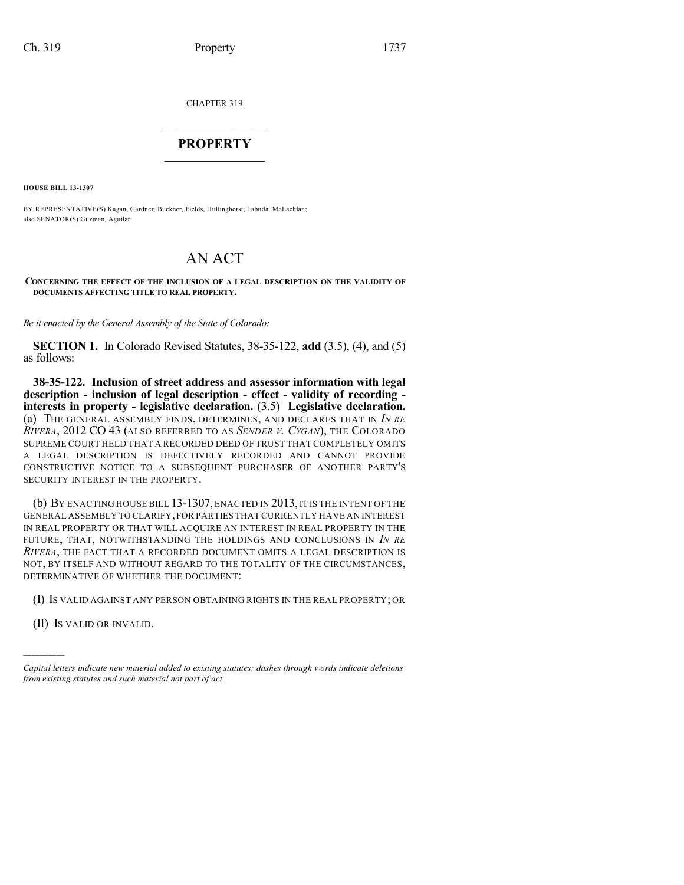CHAPTER 319

# PROPERTY

**HOUSE BILL 13-1307**

BY REPRESENTATIVE(S) Kagan, Gardner, Buckner, Fields, Hullinghorst, Labuda, McLachlan;
also SENATOR(S) Guzman, Aguilar.

# AN ACT

**CONCERNING THE EFFECT OF THE INCLUSION OF A LEGAL DESCRIPTION ON THE VALIDITY OF DOCUMENTS AFFECTING TITLE TO REAL PROPERTY.**

*Be it enacted by the General Assembly of the State of Colorado:*

**SECTION 1.** In Colorado Revised Statutes, 38-35-122, **add** (3.5), (4), and (5) as follows:

**38-35-122. Inclusion of street address and assessor information with legal description - inclusion of legal description - effect - validity of recording - interests in property - legislative declaration.** (3.5) **Legislative declaration.** (a) THE GENERAL ASSEMBLY FINDS, DETERMINES, AND DECLARES THAT IN *IN RE RIVERA*, 2012 CO 43 (ALSO REFERRED TO AS *SENDER V. CYGAN*), THE COLORADO SUPREME COURT HELD THAT A RECORDED DEED OF TRUST THAT COMPLETELY OMITS A LEGAL DESCRIPTION IS DEFECTIVELY RECORDED AND CANNOT PROVIDE CONSTRUCTIVE NOTICE TO A SUBSEQUENT PURCHASER OF ANOTHER PARTY'S SECURITY INTEREST IN THE PROPERTY.

(b) BY ENACTING HOUSE BILL 13-1307, ENACTED IN 2013, IT IS THE INTENT OF THE GENERAL ASSEMBLY TO CLARIFY, FOR PARTIES THAT CURRENTLY HAVE AN INTEREST IN REAL PROPERTY OR THAT WILL ACQUIRE AN INTEREST IN REAL PROPERTY IN THE FUTURE, THAT, NOTWITHSTANDING THE HOLDINGS AND CONCLUSIONS IN *IN RE RIVERA*, THE FACT THAT A RECORDED DOCUMENT OMITS A LEGAL DESCRIPTION IS NOT, BY ITSELF AND WITHOUT REGARD TO THE TOTALITY OF THE CIRCUMSTANCES, DETERMINATIVE OF WHETHER THE DOCUMENT:

(I) IS VALID AGAINST ANY PERSON OBTAINING RIGHTS IN THE REAL PROPERTY; OR

(II) IS VALID OR INVALID.

---

*Capital letters indicate new material added to existing statutes; dashes through words indicate deletions from existing statutes and such material not part of act.*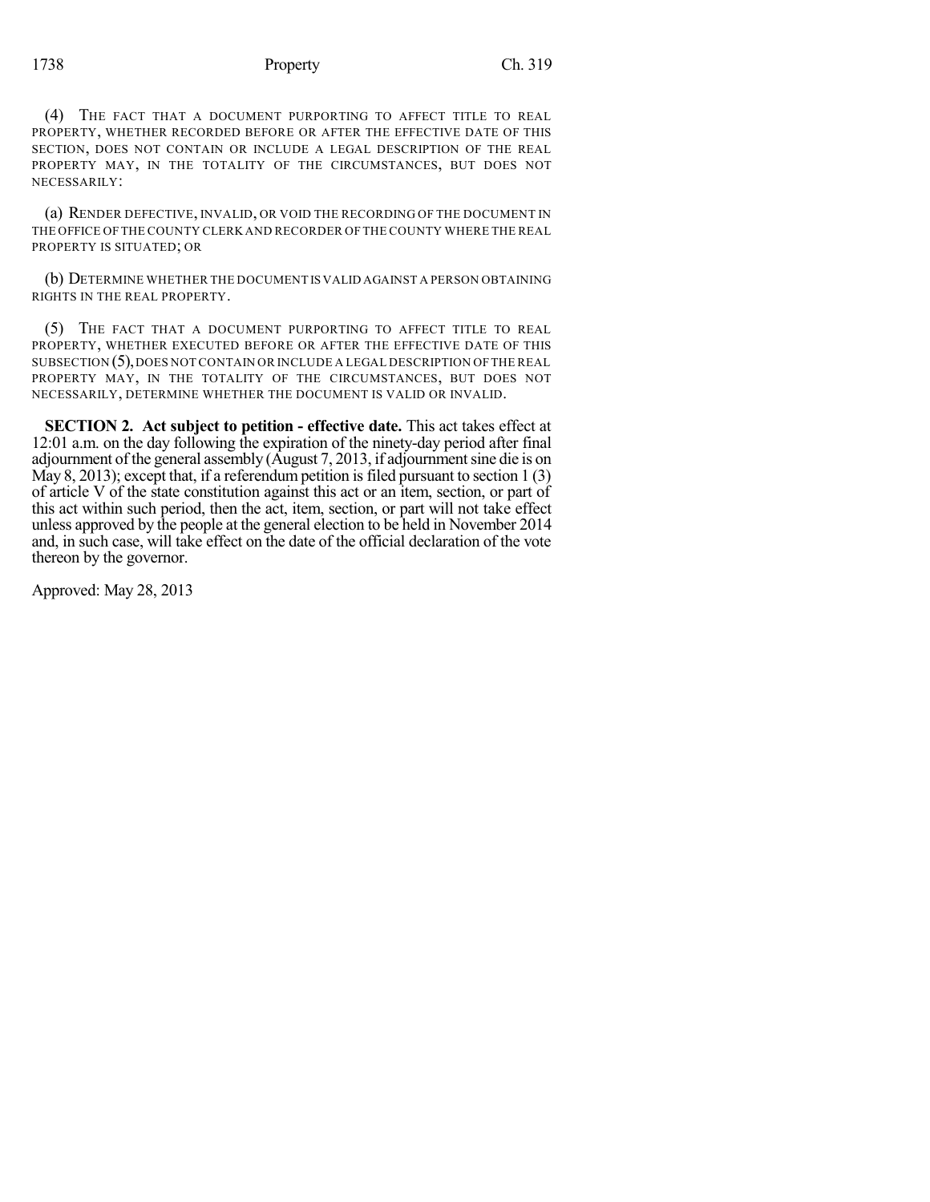(4) THE FACT THAT A DOCUMENT PURPORTING TO AFFECT TITLE TO REAL PROPERTY, WHETHER RECORDED BEFORE OR AFTER THE EFFECTIVE DATE OF THIS SECTION, DOES NOT CONTAIN OR INCLUDE A LEGAL DESCRIPTION OF THE REAL PROPERTY MAY, IN THE TOTALITY OF THE CIRCUMSTANCES, BUT DOES NOT NECESSARILY:

(a) RENDER DEFECTIVE, INVALID, OR VOID THE RECORDING OF THE DOCUMENT IN THE OFFICE OF THE COUNTY CLERK AND RECORDER OF THE COUNTY WHERE THE REAL PROPERTY IS SITUATED; OR

(b) DETERMINE WHETHER THE DOCUMENT IS VALID AGAINST A PERSON OBTAINING RIGHTS IN THE REAL PROPERTY.

(5) THE FACT THAT A DOCUMENT PURPORTING TO AFFECT TITLE TO REAL PROPERTY, WHETHER EXECUTED BEFORE OR AFTER THE EFFECTIVE DATE OF THIS SUBSECTION (5), DOES NOT CONTAIN OR INCLUDE A LEGAL DESCRIPTION OF THE REAL PROPERTY MAY, IN THE TOTALITY OF THE CIRCUMSTANCES, BUT DOES NOT NECESSARILY, DETERMINE WHETHER THE DOCUMENT IS VALID OR INVALID.

**SECTION 2. Act subject to petition - effective date.** This act takes effect at 12:01 a.m. on the day following the expiration of the ninety-day period after final adjournment of the general assembly (August 7, 2013, if adjournment sine die is on May 8, 2013); except that, if a referendum petition is filed pursuant to section 1 (3) of article V of the state constitution against this act or an item, section, or part of this act within such period, then the act, item, section, or part will not take effect unless approved by the people at the general election to be held in November 2014 and, in such case, will take effect on the date of the official declaration of the vote thereon by the governor.

Approved: May 28, 2013